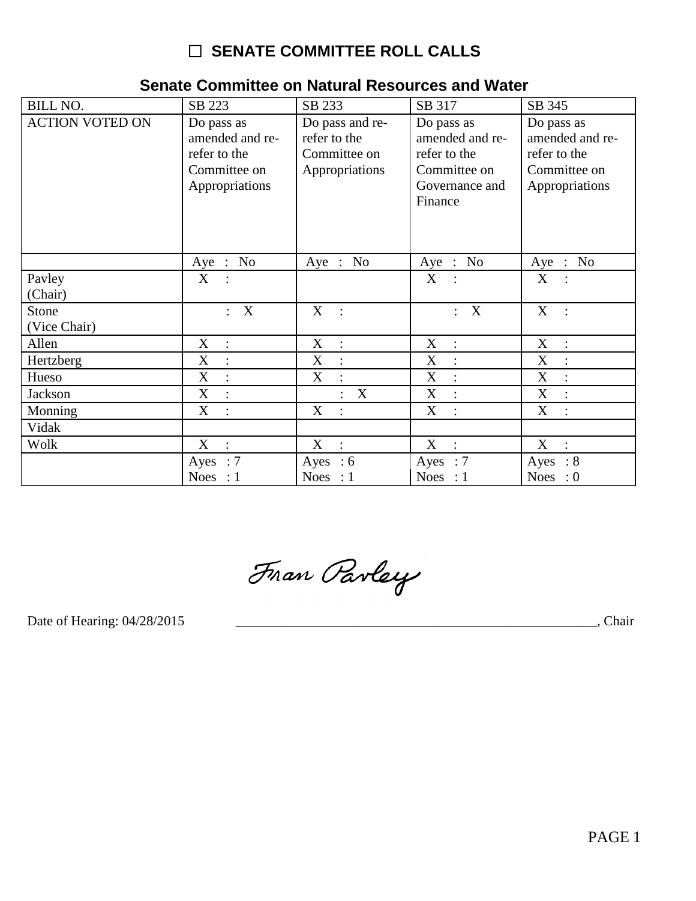# ☐ SENATE COMMITTEE ROLL CALLS

## Senate Committee on Natural Resources and Water

| BILL NO. | SB 223 | SB 233 | SB 317 | SB 345 |
|---|---|---|---|---|
| ACTION VOTED ON | Do pass as amended and re-refer to the Committee on Appropriations | Do pass and re-refer to the Committee on Appropriations | Do pass as amended and re-refer to the Committee on Governance and Finance | Do pass as amended and re-refer to the Committee on Appropriations |
| | Aye : No | Aye : No | Aye : No | Aye : No |
| Pavley (Chair) | X : | | X : | X : |
| Stone (Vice Chair) | : X | X : | : X | X : |
| Allen | X : | X : | X : | X : |
| Hertzberg | X : | X : | X : | X : |
| Hueso | X : | X : | X : | X : |
| Jackson | X : | : X | X : | X : |
| Monning | X : | X : | X : | X : |
| Vidak | | | | |
| Wolk | X : | X : | X : | X : |
| | Ayes : 7<br>Noes : 1 | Ayes : 6<br>Noes : 1 | Ayes : 7<br>Noes : 1 | Ayes : 8<br>Noes : 0 |

Fran Pavley

Date of Hearing: 04/28/2015 _____________________________________________________, Chair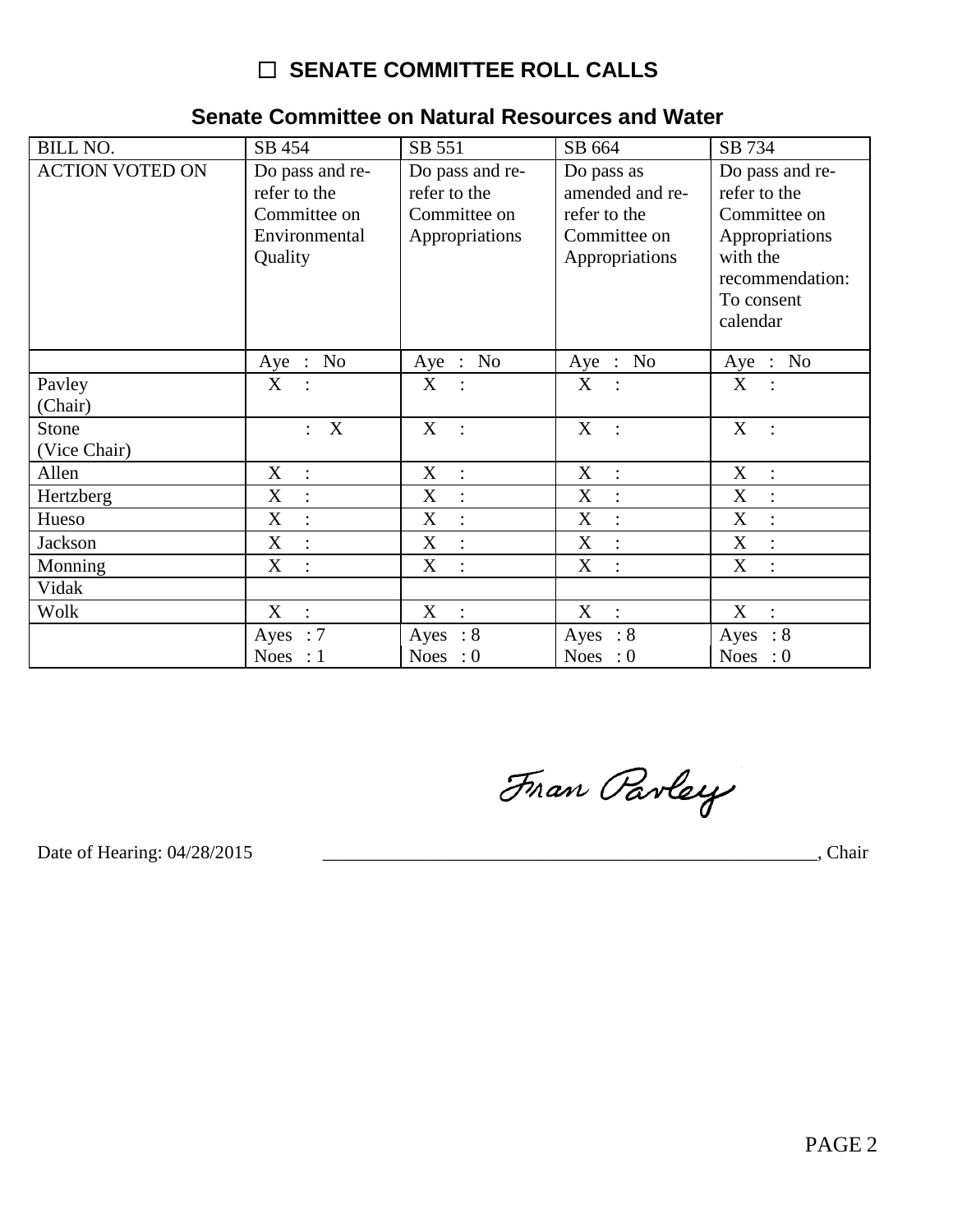☐ **SENATE COMMITTEE ROLL CALLS**

## Senate Committee on Natural Resources and Water

| BILL NO. | SB 454 | SB 551 | SB 664 | SB 734 |
|---|---|---|---|---|
| ACTION VOTED ON | Do pass and re-refer to the Committee on Environmental Quality | Do pass and re-refer to the Committee on Appropriations | Do pass as amended and re-refer to the Committee on Appropriations | Do pass and re-refer to the Committee on Appropriations with the recommendation: To consent calendar |
| | Aye : No | Aye : No | Aye : No | Aye : No |
| Pavley (Chair) | X : | X : | X : | X : |
| Stone (Vice Chair) | : X | X : | X : | X : |
| Allen | X : | X : | X : | X : |
| Hertzberg | X : | X : | X : | X : |
| Hueso | X : | X : | X : | X : |
| Jackson | X : | X : | X : | X : |
| Monning | X : | X : | X : | X : |
| Vidak | | | | |
| Wolk | X : | X : | X : | X : |
| | Ayes : 7<br>Noes : 1 | Ayes : 8<br>Noes : 0 | Ayes : 8<br>Noes : 0 | Ayes : 8<br>Noes : 0 |

Date of Hearing: 04/28/2015

Fran Pavley

_______________________________________________________, Chair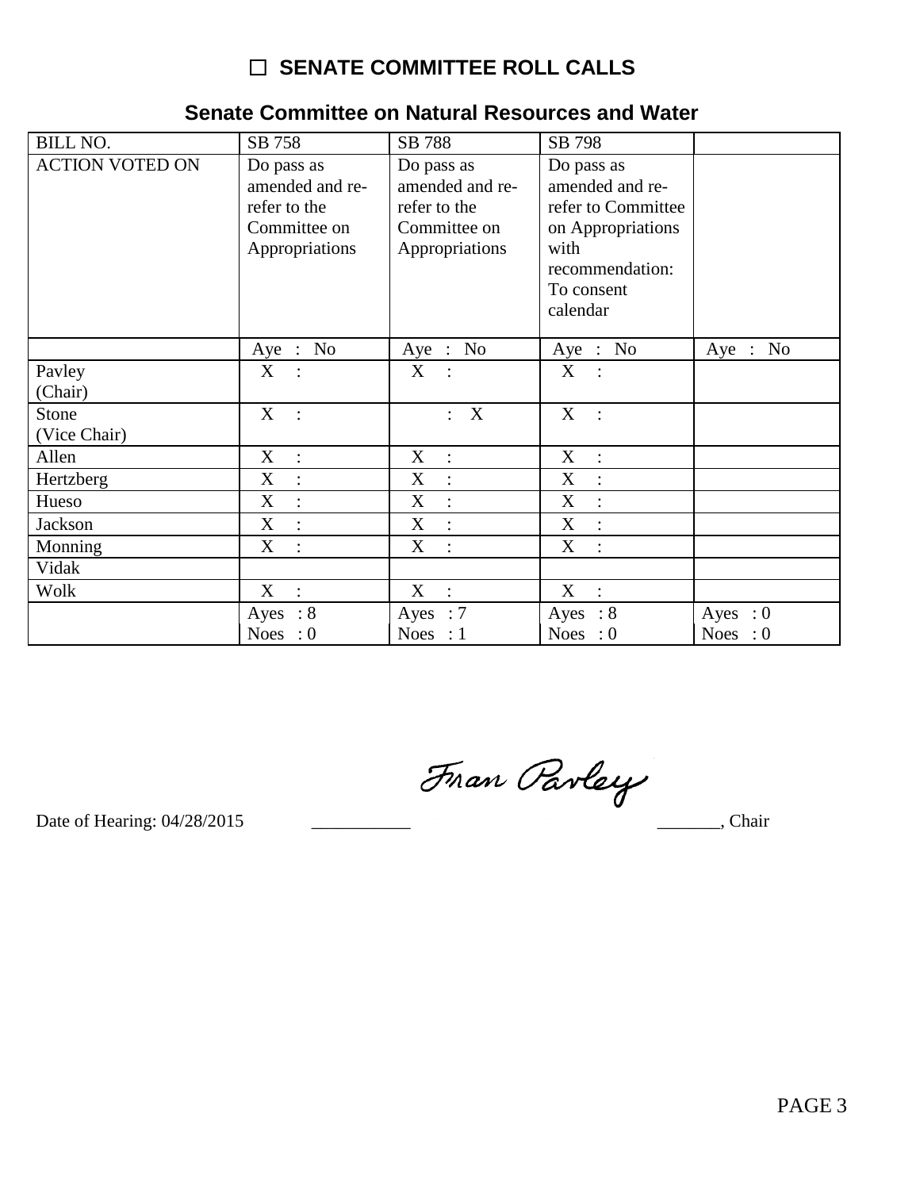## ☐ SENATE COMMITTEE ROLL CALLS

### Senate Committee on Natural Resources and Water

| BILL NO. | SB 758 | SB 788 | SB 798 | |
|---|---|---|---|---|
| ACTION VOTED ON | Do pass as amended and re-refer to the Committee on Appropriations | Do pass as amended and re-refer to the Committee on Appropriations | Do pass as amended and re-refer to Committee on Appropriations with recommendation: To consent calendar | |
| | Aye : No | Aye : No | Aye : No | Aye : No |
| Pavley (Chair) | X : | X : | X : | |
| Stone (Vice Chair) | X : | : X | X : | |
| Allen | X : | X : | X : | |
| Hertzberg | X : | X : | X : | |
| Hueso | X : | X : | X : | |
| Jackson | X : | X : | X : | |
| Monning | X : | X : | X : | |
| Vidak | | | | |
| Wolk | X : | X : | X : | |
| | Ayes : 8<br>Noes : 0 | Ayes : 7<br>Noes : 1 | Ayes : 8<br>Noes : 0 | Ayes : 0<br>Noes : 0 |

Date of Hearing: 04/28/2015 ___________ Fran Pavley _______, Chair